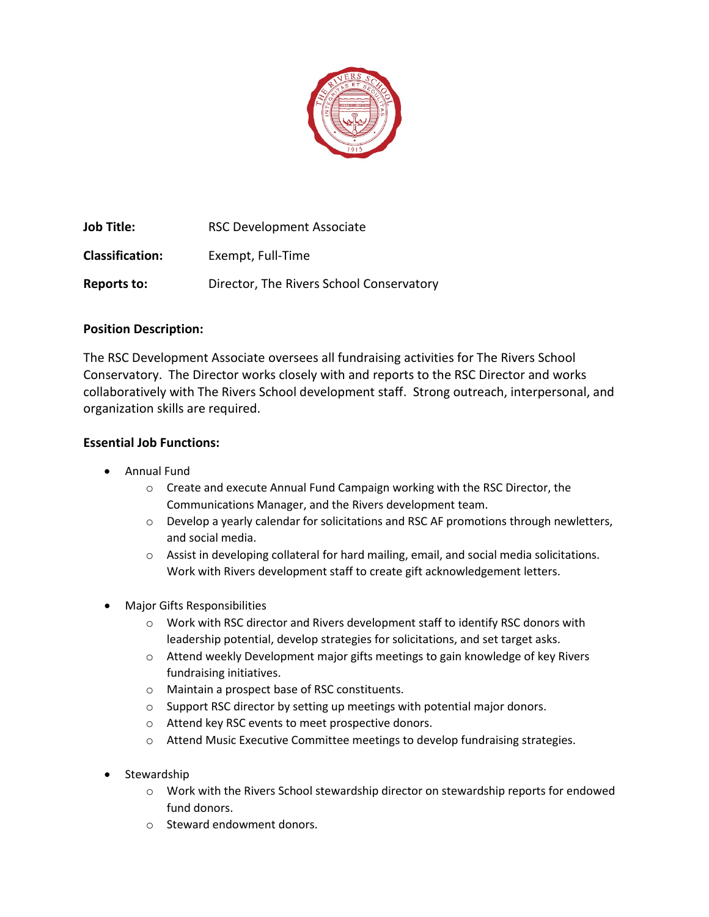**Job Title:** RSC Development Associate

**Classification:** Exempt, Full-Time

**Reports to:** Director, The Rivers School Conservatory

**Position Description:**

The RSC Development Associate oversees all fundraising activities for The Rivers School Conservatory. The Director works closely with and reports to the RSC Director and works collaboratively with The Rivers School development staff. Strong outreach, interpersonal, and organization skills are required.

**Essential Job Functions:**

- Annual Fund
  - Create and execute Annual Fund Campaign working with the RSC Director, the Communications Manager, and the Rivers development team.
  - Develop a yearly calendar for solicitations and RSC AF promotions through newletters, and social media.
  - Assist in developing collateral for hard mailing, email, and social media solicitations. Work with Rivers development staff to create gift acknowledgement letters.

- Major Gifts Responsibilities
  - Work with RSC director and Rivers development staff to identify RSC donors with leadership potential, develop strategies for solicitations, and set target asks.
  - Attend weekly Development major gifts meetings to gain knowledge of key Rivers fundraising initiatives.
  - Maintain a prospect base of RSC constituents.
  - Support RSC director by setting up meetings with potential major donors.
  - Attend key RSC events to meet prospective donors.
  - Attend Music Executive Committee meetings to develop fundraising strategies.

- Stewardship
  - Work with the Rivers School stewardship director on stewardship reports for endowed fund donors.
  - Steward endowment donors.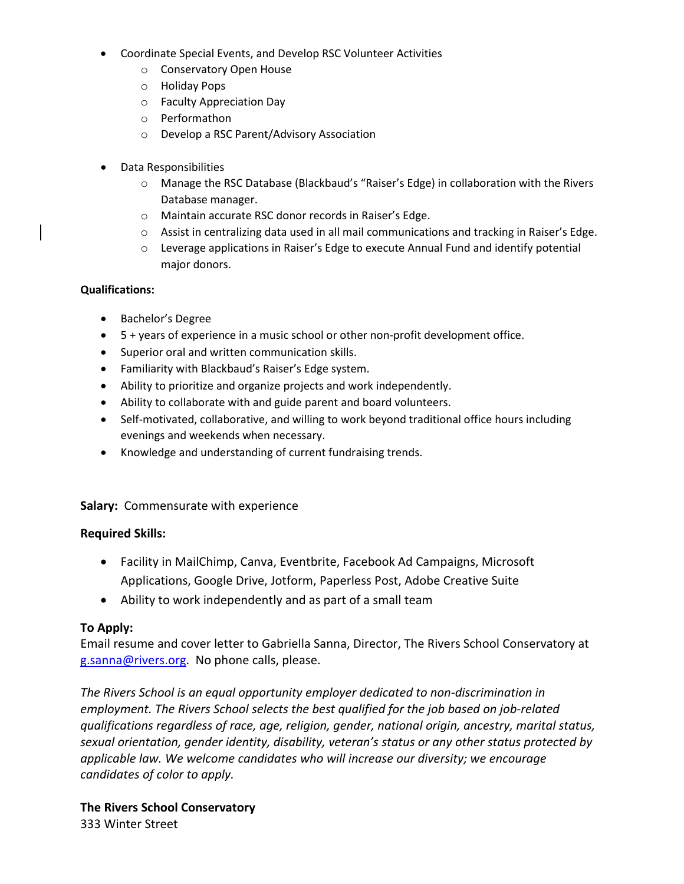- Coordinate Special Events, and Develop RSC Volunteer Activities
    - Conservatory Open House
    - Holiday Pops
    - Faculty Appreciation Day
    - Performathon
    - Develop a RSC Parent/Advisory Association

- Data Responsibilities
    - Manage the RSC Database (Blackbaud's "Raiser's Edge) in collaboration with the Rivers Database manager.
    - Maintain accurate RSC donor records in Raiser's Edge.
    - Assist in centralizing data used in all mail communications and tracking in Raiser's Edge.
    - Leverage applications in Raiser's Edge to execute Annual Fund and identify potential major donors.

**Qualifications:**

- Bachelor's Degree
- 5 + years of experience in a music school or other non-profit development office.
- Superior oral and written communication skills.
- Familiarity with Blackbaud's Raiser's Edge system.
- Ability to prioritize and organize projects and work independently.
- Ability to collaborate with and guide parent and board volunteers.
- Self-motivated, collaborative, and willing to work beyond traditional office hours including evenings and weekends when necessary.
- Knowledge and understanding of current fundraising trends.

**Salary:** Commensurate with experience

**Required Skills:**

- Facility in MailChimp, Canva, Eventbrite, Facebook Ad Campaigns, Microsoft Applications, Google Drive, Jotform, Paperless Post, Adobe Creative Suite
- Ability to work independently and as part of a small team

**To Apply:**
Email resume and cover letter to Gabriella Sanna, Director, The Rivers School Conservatory at g.sanna@rivers.org. No phone calls, please.

*The Rivers School is an equal opportunity employer dedicated to non-discrimination in employment. The Rivers School selects the best qualified for the job based on job-related qualifications regardless of race, age, religion, gender, national origin, ancestry, marital status, sexual orientation, gender identity, disability, veteran's status or any other status protected by applicable law. We welcome candidates who will increase our diversity; we encourage candidates of color to apply.*

**The Rivers School Conservatory**
333 Winter Street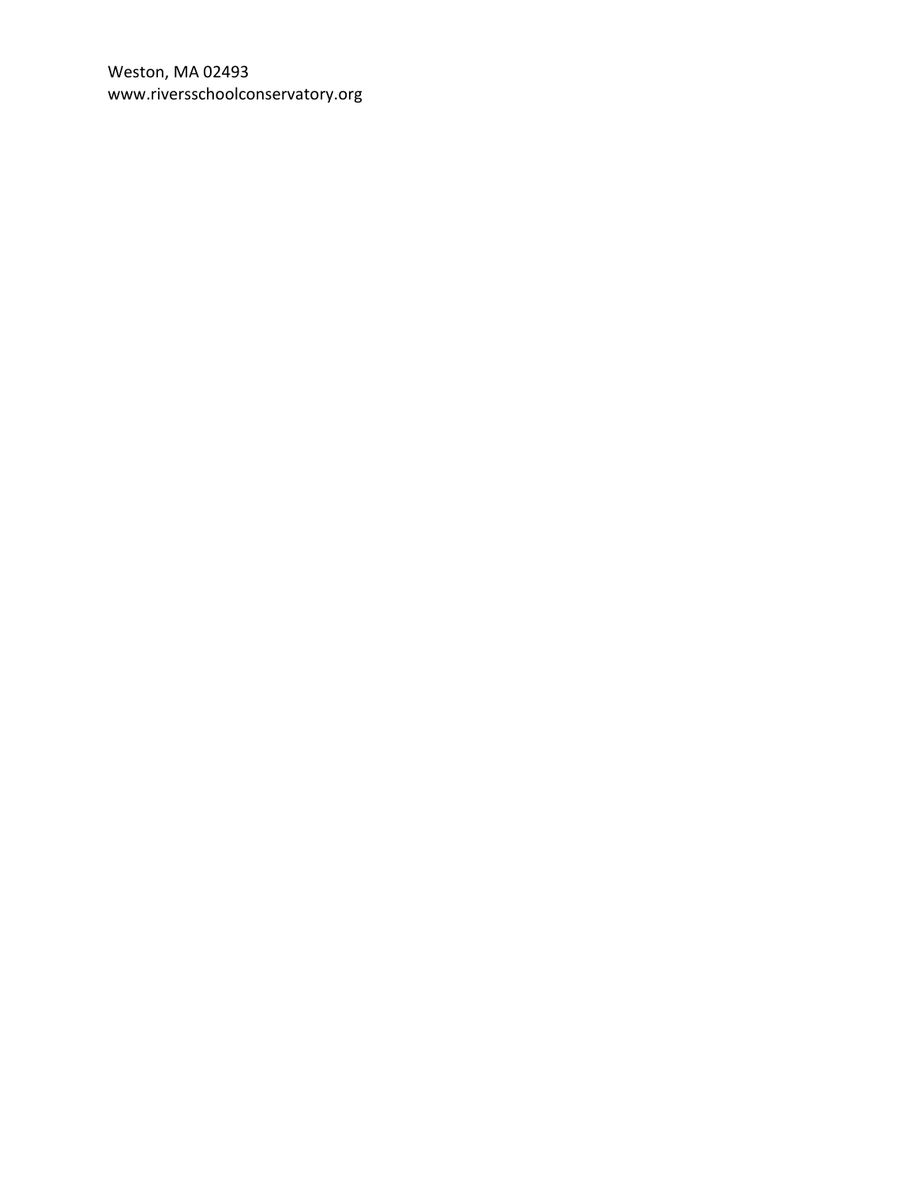Weston, MA 02493
www.riversschoolconservatory.org